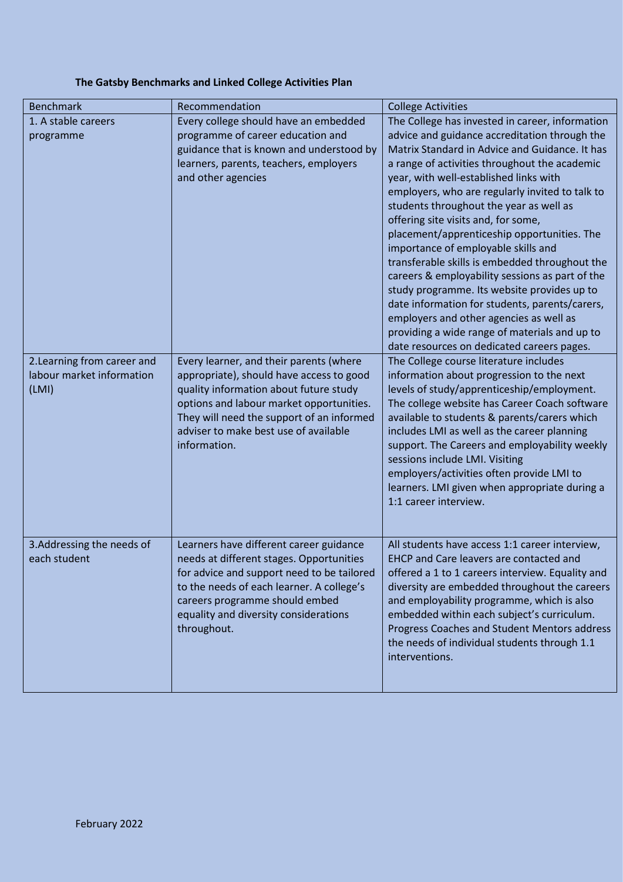**The Gatsby Benchmarks and Linked College Activities Plan**

| Benchmark | Recommendation | College Activities |
|---|---|---|
| 1. A stable careers programme | Every college should have an embedded programme of career education and guidance that is known and understood by learners, parents, teachers, employers and other agencies | The College has invested in career, information advice and guidance accreditation through the Matrix Standard in Advice and Guidance. It has a range of activities throughout the academic year, with well-established links with employers, who are regularly invited to talk to students throughout the year as well as offering site visits and, for some, placement/apprenticeship opportunities. The importance of employable skills and transferable skills is embedded throughout the careers & employability sessions as part of the study programme. Its website provides up to date information for students, parents/carers, employers and other agencies as well as providing a wide range of materials and up to date resources on dedicated careers pages. |
| 2.Learning from career and labour market information (LMI) | Every learner, and their parents (where appropriate), should have access to good quality information about future study options and labour market opportunities. They will need the support of an informed adviser to make best use of available information. | The College course literature includes information about progression to the next levels of study/apprenticeship/employment. The college website has Career Coach software available to students & parents/carers which includes LMI as well as the career planning support. The Careers and employability weekly sessions include LMI. Visiting employers/activities often provide LMI to learners. LMI given when appropriate during a 1:1 career interview. |
| 3.Addressing the needs of each student | Learners have different career guidance needs at different stages. Opportunities for advice and support need to be tailored to the needs of each learner. A college's careers programme should embed equality and diversity considerations throughout. | All students have access 1:1 career interview, EHCP and Care leavers are contacted and offered a 1 to 1 careers interview. Equality and diversity are embedded throughout the careers and employability programme, which is also embedded within each subject's curriculum. Progress Coaches and Student Mentors address the needs of individual students through 1.1 interventions. |

February 2022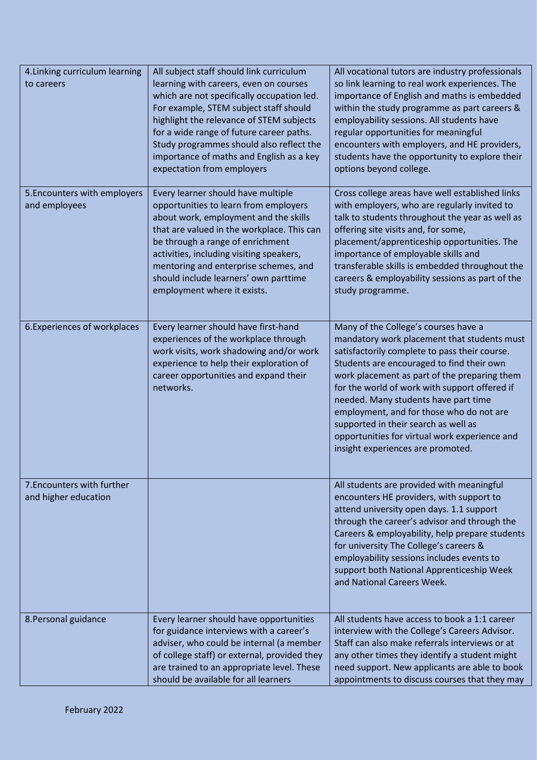| 4.Linking curriculum learning to careers | All subject staff should link curriculum learning with careers, even on courses which are not specifically occupation led. For example, STEM subject staff should highlight the relevance of STEM subjects for a wide range of future career paths. Study programmes should also reflect the importance of maths and English as a key expectation from employers | All vocational tutors are industry professionals so link learning to real work experiences. The importance of English and maths is embedded within the study programme as part careers & employability sessions. All students have regular opportunities for meaningful encounters with employers, and HE providers, students have the opportunity to explore their options beyond college. |
|---|---|---|
| 5.Encounters with employers and employees | Every learner should have multiple opportunities to learn from employers about work, employment and the skills that are valued in the workplace. This can be through a range of enrichment activities, including visiting speakers, mentoring and enterprise schemes, and should include learners' own parttime employment where it exists. | Cross college areas have well established links with employers, who are regularly invited to talk to students throughout the year as well as offering site visits and, for some, placement/apprenticeship opportunities. The importance of employable skills and transferable skills is embedded throughout the careers & employability sessions as part of the study programme. |
| 6.Experiences of workplaces | Every learner should have first-hand experiences of the workplace through work visits, work shadowing and/or work experience to help their exploration of career opportunities and expand their networks. | Many of the College's courses have a mandatory work placement that students must satisfactorily complete to pass their course. Students are encouraged to find their own work placement as part of the preparing them for the world of work with support offered if needed. Many students have part time employment, and for those who do not are supported in their search as well as opportunities for virtual work experience and insight experiences are promoted. |
| 7.Encounters with further and higher education | | All students are provided with meaningful encounters HE providers, with support to attend university open days. 1.1 support through the career's advisor and through the Careers & employability, help prepare students for university The College's careers & employability sessions includes events to support both National Apprenticeship Week and National Careers Week. |
| 8.Personal guidance | Every learner should have opportunities for guidance interviews with a career's adviser, who could be internal (a member of college staff) or external, provided they are trained to an appropriate level. These should be available for all learners | All students have access to book a 1:1 career interview with the College's Careers Advisor. Staff can also make referrals interviews or at any other times they identify a student might need support. New applicants are able to book appointments to discuss courses that they may |

February 2022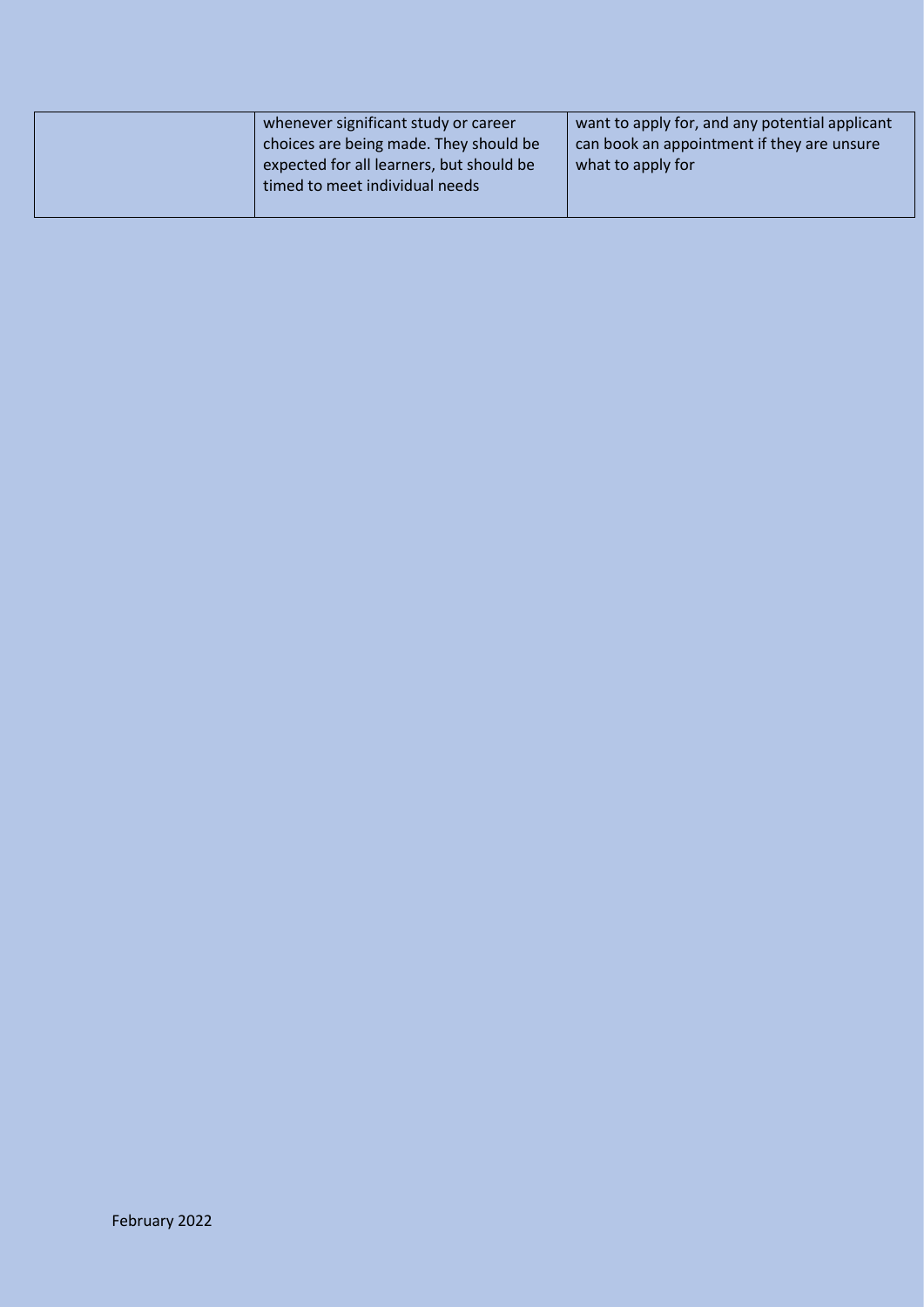| | | |
|---|---|---|
| | whenever significant study or career choices are being made. They should be expected for all learners, but should be timed to meet individual needs | want to apply for, and any potential applicant can book an appointment if they are unsure what to apply for |

February 2022